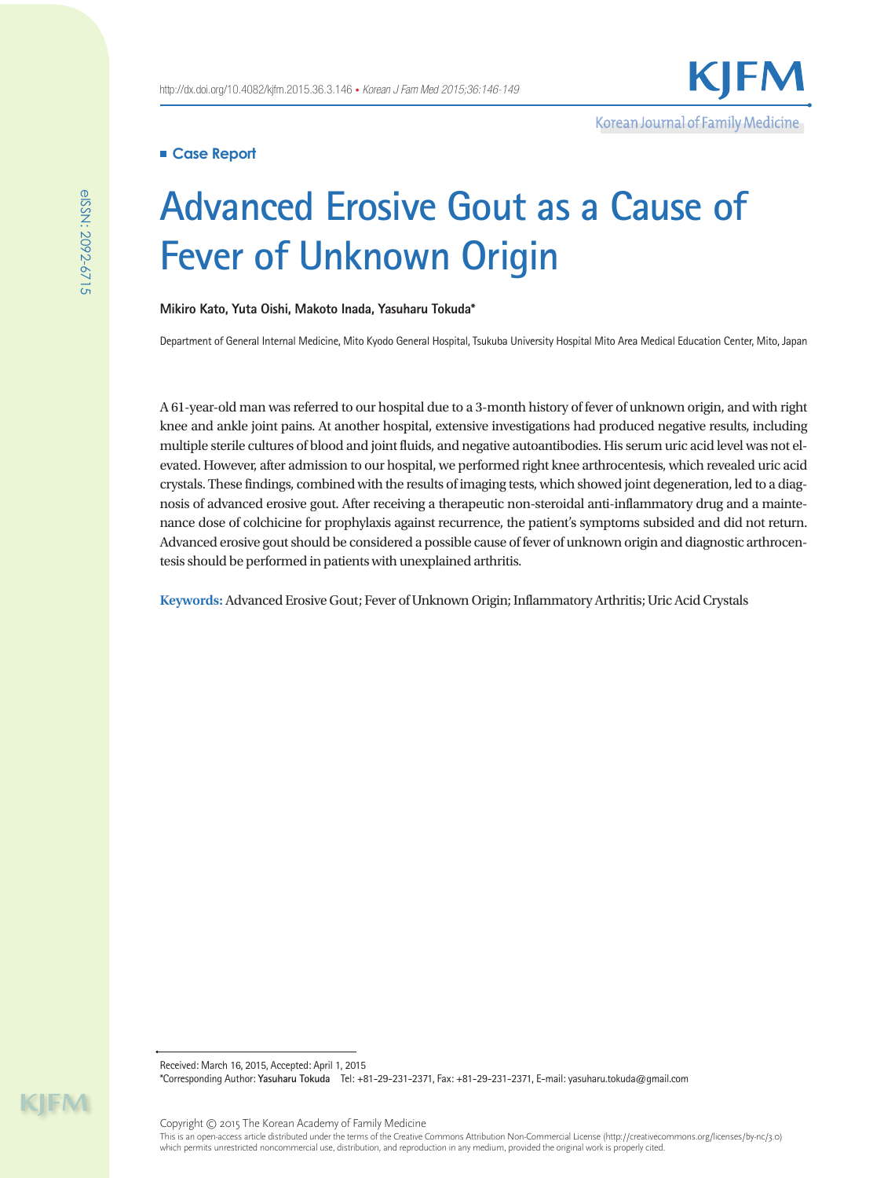■ Case Report

# Advanced Erosive Gout as a Cause of Fever of Unknown Origin

**Mikiro Kato, Yuta Oishi, Makoto Inada, Yasuharu Tokuda***

Department of General Internal Medicine, Mito Kyodo General Hospital, Tsukuba University Hospital Mito Area Medical Education Center, Mito, Japan

A 61-year-old man was referred to our hospital due to a 3-month history of fever of unknown origin, and with right knee and ankle joint pains. At another hospital, extensive investigations had produced negative results, including multiple sterile cultures of blood and joint fluids, and negative autoantibodies. His serum uric acid level was not elevated. However, after admission to our hospital, we performed right knee arthrocentesis, which revealed uric acid crystals. These findings, combined with the results of imaging tests, which showed joint degeneration, led to a diagnosis of advanced erosive gout. After receiving a therapeutic non-steroidal anti-inflammatory drug and a maintenance dose of colchicine for prophylaxis against recurrence, the patient's symptoms subsided and did not return. Advanced erosive gout should be considered a possible cause of fever of unknown origin and diagnostic arthrocentesis should be performed in patients with unexplained arthritis.

**Keywords:** Advanced Erosive Gout; Fever of Unknown Origin; Inflammatory Arthritis; Uric Acid Crystals

Received: March 16, 2015, Accepted: April 1, 2015
*Corresponding Author: **Yasuharu Tokuda** Tel: +81-29-231-2371, Fax: +81-29-231-2371, E-mail: yasuharu.tokuda@gmail.com

Copyright © 2015 The Korean Academy of Family Medicine
This is an open-access article distributed under the terms of the Creative Commons Attribution Non-Commercial License (http://creativecommons.org/licenses/by-nc/3.0) which permits unrestricted noncommercial use, distribution, and reproduction in any medium, provided the original work is properly cited.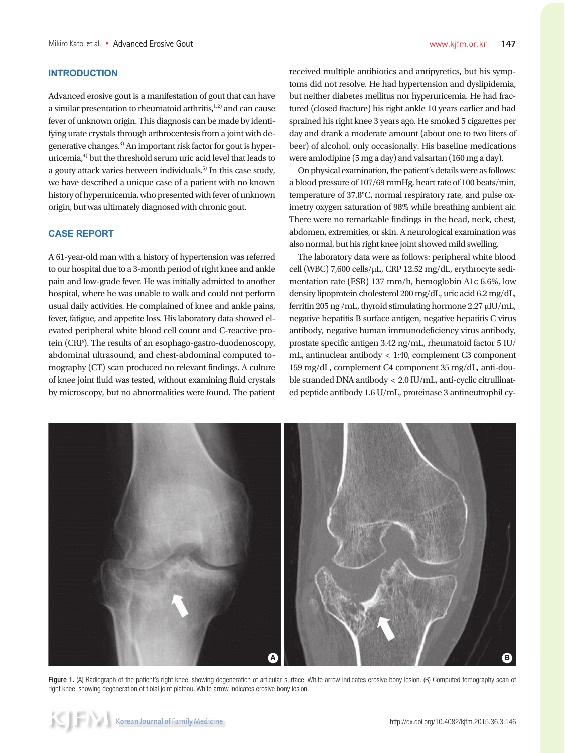## INTRODUCTION

Advanced erosive gout is a manifestation of gout that can have a similar presentation to rheumatoid arthritis,[1,2] and can cause fever of unknown origin. This diagnosis can be made by identifying urate crystals through arthrocentesis from a joint with degenerative changes.[3] An important risk factor for gout is hyperuricemia,[4] but the threshold serum uric acid level that leads to a gouty attack varies between individuals.[5] In this case study, we have described a unique case of a patient with no known history of hyperuricemia, who presented with fever of unknown origin, but was ultimately diagnosed with chronic gout.

## CASE REPORT

A 61-year-old man with a history of hypertension was referred to our hospital due to a 3-month period of right knee and ankle pain and low-grade fever. He was initially admitted to another hospital, where he was unable to walk and could not perform usual daily activities. He complained of knee and ankle pains, fever, fatigue, and appetite loss. His laboratory data showed elevated peripheral white blood cell count and C-reactive protein (CRP). The results of an esophago-gastro-duodenoscopy, abdominal ultrasound, and chest-abdominal computed tomography (CT) scan produced no relevant findings. A culture of knee joint fluid was tested, without examining fluid crystals by microscopy, but no abnormalities were found. The patient received multiple antibiotics and antipyretics, but his symptoms did not resolve. He had hypertension and dyslipidemia, but neither diabetes mellitus nor hyperuricemia. He had fractured (closed fracture) his right ankle 10 years earlier and had sprained his right knee 3 years ago. He smoked 5 cigarettes per day and drank a moderate amount (about one to two liters of beer) of alcohol, only occasionally. His baseline medications were amlodipine (5 mg a day) and valsartan (160 mg a day).

On physical examination, the patient's details were as follows: a blood pressure of 107/69 mmHg, heart rate of 100 beats/min, temperature of 37.8°C, normal respiratory rate, and pulse oximetry oxygen saturation of 98% while breathing ambient air. There were no remarkable findings in the head, neck, chest, abdomen, extremities, or skin. A neurological examination was also normal, but his right knee joint showed mild swelling.

The laboratory data were as follows: peripheral white blood cell (WBC) 7,600 cells/μL, CRP 12.52 mg/dL, erythrocyte sedimentation rate (ESR) 137 mm/h, hemoglobin A1c 6.6%, low density lipoprotein cholesterol 200 mg/dL, uric acid 6.2 mg/dL, ferritin 205 ng /mL, thyroid stimulating hormone 2.27 μIU/mL, negative hepatitis B surface antigen, negative hepatitis C virus antibody, negative human immunodeficiency virus antibody, prostate specific antigen 3.42 ng/mL, rheumatoid factor 5 IU/mL, antinuclear antibody < 1:40, complement C3 component 159 mg/dL, complement C4 component 35 mg/dL, anti-double stranded DNA antibody < 2.0 IU/mL, anti-cyclic citrullinated peptide antibody 1.6 U/mL, proteinase 3 antineutrophil cy-

Figure 1. (A) Radiograph of the patient's right knee, showing degeneration of articular surface. White arrow indicates erosive bony lesion. (B) Computed tomography scan of right knee, showing degeneration of tibial joint plateau. White arrow indicates erosive bony lesion.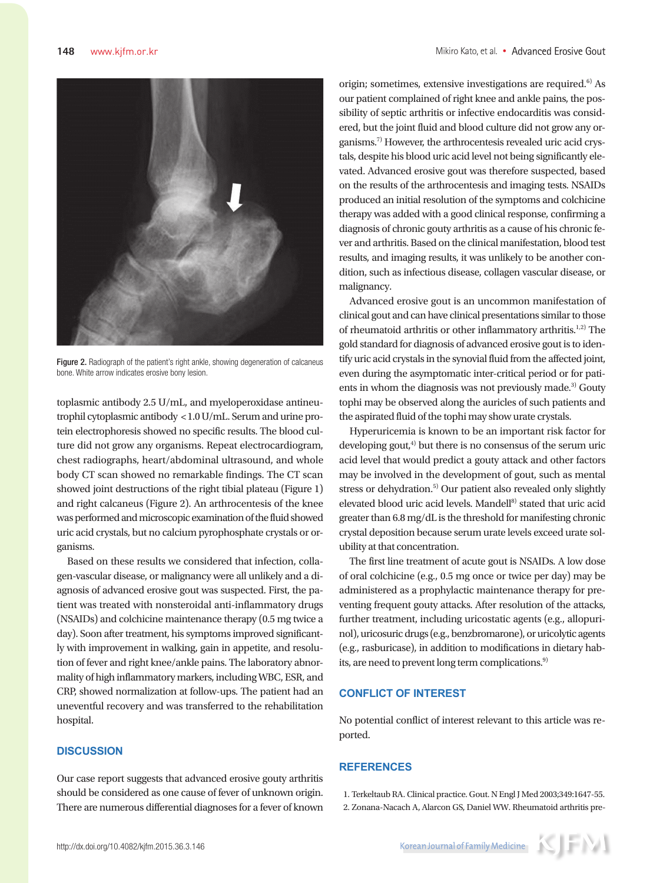Figure 2. Radiograph of the patient's right ankle, showing degeneration of calcaneus bone. White arrow indicates erosive bony lesion.

toplasmic antibody 2.5 U/mL, and myeloperoxidase antineutrophil cytoplasmic antibody <1.0 U/mL. Serum and urine protein electrophoresis showed no specific results. The blood culture did not grow any organisms. Repeat electrocardiogram, chest radiographs, heart/abdominal ultrasound, and whole body CT scan showed no remarkable findings. The CT scan showed joint destructions of the right tibial plateau (Figure 1) and right calcaneus (Figure 2). An arthrocentesis of the knee was performed and microscopic examination of the fluid showed uric acid crystals, but no calcium pyrophosphate crystals or organisms.

Based on these results we considered that infection, collagen-vascular disease, or malignancy were all unlikely and a diagnosis of advanced erosive gout was suspected. First, the patient was treated with nonsteroidal anti-inflammatory drugs (NSAIDs) and colchicine maintenance therapy (0.5 mg twice a day). Soon after treatment, his symptoms improved significantly with improvement in walking, gain in appetite, and resolution of fever and right knee/ankle pains. The laboratory abnormality of high inflammatory markers, including WBC, ESR, and CRP, showed normalization at follow-ups. The patient had an uneventful recovery and was transferred to the rehabilitation hospital.

## DISCUSSION

Our case report suggests that advanced erosive gouty arthritis should be considered as one cause of fever of unknown origin. There are numerous differential diagnoses for a fever of known origin; sometimes, extensive investigations are required.[6] As our patient complained of right knee and ankle pains, the possibility of septic arthritis or infective endocarditis was considered, but the joint fluid and blood culture did not grow any organisms.[7] However, the arthrocentesis revealed uric acid crystals, despite his blood uric acid level not being significantly elevated. Advanced erosive gout was therefore suspected, based on the results of the arthrocentesis and imaging tests. NSAIDs produced an initial resolution of the symptoms and colchicine therapy was added with a good clinical response, confirming a diagnosis of chronic gouty arthritis as a cause of his chronic fever and arthritis. Based on the clinical manifestation, blood test results, and imaging results, it was unlikely to be another condition, such as infectious disease, collagen vascular disease, or malignancy.

Advanced erosive gout is an uncommon manifestation of clinical gout and can have clinical presentations similar to those of rheumatoid arthritis or other inflammatory arthritis.[1,2] The gold standard for diagnosis of advanced erosive gout is to identify uric acid crystals in the synovial fluid from the affected joint, even during the asymptomatic inter-critical period or for patients in whom the diagnosis was not previously made.[3] Gouty tophi may be observed along the auricles of such patients and the aspirated fluid of the tophi may show urate crystals.

Hyperuricemia is known to be an important risk factor for developing gout,[4] but there is no consensus of the serum uric acid level that would predict a gouty attack and other factors may be involved in the development of gout, such as mental stress or dehydration.[5] Our patient also revealed only slightly elevated blood uric acid levels. Mandell[8] stated that uric acid greater than 6.8 mg/dL is the threshold for manifesting chronic crystal deposition because serum urate levels exceed urate solubility at that concentration.

The first line treatment of acute gout is NSAIDs. A low dose of oral colchicine (e.g., 0.5 mg once or twice per day) may be administered as a prophylactic maintenance therapy for preventing frequent gouty attacks. After resolution of the attacks, further treatment, including uricostatic agents (e.g., allopurinol), uricosuric drugs (e.g., benzbromarone), or uricolytic agents (e.g., rasburicase), in addition to modifications in dietary habits, are need to prevent long term complications.[9]

## CONFLICT OF INTEREST

No potential conflict of interest relevant to this article was reported.

## REFERENCES

1. Terkeltaub RA. Clinical practice. Gout. N Engl J Med 2003;349:1647-55.
2. Zonana-Nacach A, Alarcon GS, Daniel WW. Rheumatoid arthritis pre-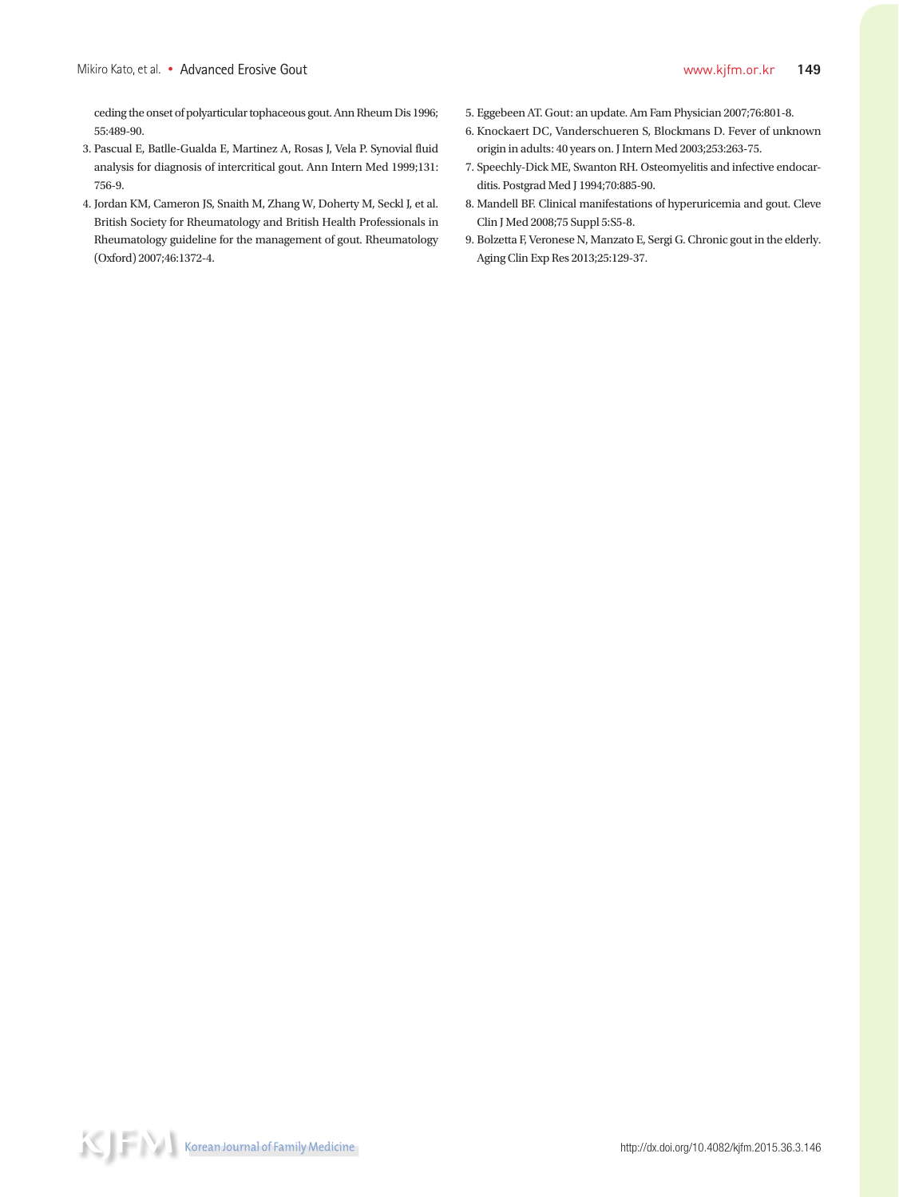ceding the onset of polyarticular tophaceous gout. Ann Rheum Dis 1996; 55:489-90.

3. Pascual E, Batlle-Gualda E, Martinez A, Rosas J, Vela P. Synovial fluid analysis for diagnosis of intercritical gout. Ann Intern Med 1999;131: 756-9.
4. Jordan KM, Cameron JS, Snaith M, Zhang W, Doherty M, Seckl J, et al. British Society for Rheumatology and British Health Professionals in Rheumatology guideline for the management of gout. Rheumatology (Oxford) 2007;46:1372-4.
5. Eggebeen AT. Gout: an update. Am Fam Physician 2007;76:801-8.
6. Knockaert DC, Vanderschueren S, Blockmans D. Fever of unknown origin in adults: 40 years on. J Intern Med 2003;253:263-75.
7. Speechly-Dick ME, Swanton RH. Osteomyelitis and infective endocarditis. Postgrad Med J 1994;70:885-90.
8. Mandell BF. Clinical manifestations of hyperuricemia and gout. Cleve Clin J Med 2008;75 Suppl 5:S5-8.
9. Bolzetta F, Veronese N, Manzato E, Sergi G. Chronic gout in the elderly. Aging Clin Exp Res 2013;25:129-37.